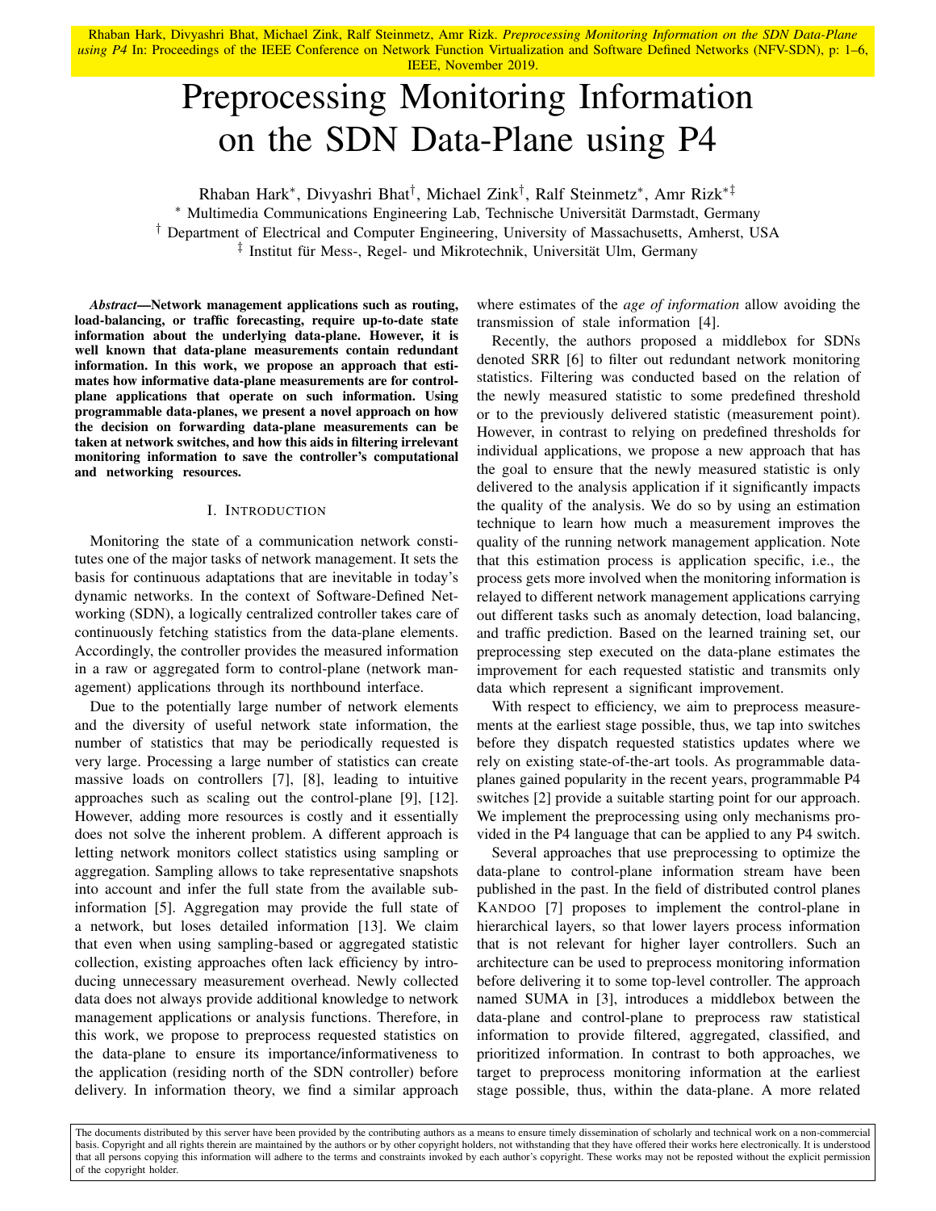Rhaban Hark, Divyashri Bhat, Michael Zink, Ralf Steinmetz, Amr Rizk. *Preprocessing Monitoring Information on the SDN Data-Plane using P4* In: Proceedings of the IEEE Conference on Network Function Virtualization and Software Defined Networks (NFV-SDN), p: 1–6, IEEE, November 2019.

# Preprocessing Monitoring Information on the SDN Data-Plane using P4

Rhaban Hark[*], Divyashri Bhat[†], Michael Zink[†], Ralf Steinmetz[*], Amr Rizk[*‡]

[*] Multimedia Communications Engineering Lab, Technische Universität Darmstadt, Germany

[†] Department of Electrical and Computer Engineering, University of Massachusetts, Amherst, USA

[‡] Institut für Mess-, Regel- und Mikrotechnik, Universität Ulm, Germany

***Abstract*—Network management applications such as routing, load-balancing, or traffic forecasting, require up-to-date state information about the underlying data-plane. However, it is well known that data-plane measurements contain redundant information. In this work, we propose an approach that estimates how informative data-plane measurements are for control-plane applications that operate on such information. Using programmable data-planes, we present a novel approach on how the decision on forwarding data-plane measurements can be taken at network switches, and how this aids in filtering irrelevant monitoring information to save the controller's computational and networking resources.**

## I. Introduction

Monitoring the state of a communication network constitutes one of the major tasks of network management. It sets the basis for continuous adaptations that are inevitable in today's dynamic networks. In the context of Software-Defined Networking (SDN), a logically centralized controller takes care of continuously fetching statistics from the data-plane elements. Accordingly, the controller provides the measured information in a raw or aggregated form to control-plane (network management) applications through its northbound interface.

Due to the potentially large number of network elements and the diversity of useful network state information, the number of statistics that may be periodically requested is very large. Processing a large number of statistics can create massive loads on controllers [7], [8], leading to intuitive approaches such as scaling out the control-plane [9], [12]. However, adding more resources is costly and it essentially does not solve the inherent problem. A different approach is letting network monitors collect statistics using sampling or aggregation. Sampling allows to take representative snapshots into account and infer the full state from the available sub-information [5]. Aggregation may provide the full state of a network, but loses detailed information [13]. We claim that even when using sampling-based or aggregated statistic collection, existing approaches often lack efficiency by introducing unnecessary measurement overhead. Newly collected data does not always provide additional knowledge to network management applications or analysis functions. Therefore, in this work, we propose to preprocess requested statistics on the data-plane to ensure its importance/informativeness to the application (residing north of the SDN controller) before delivery. In information theory, we find a similar approach where estimates of the *age of information* allow avoiding the transmission of stale information [4].

Recently, the authors proposed a middlebox for SDNs denoted SRR [6] to filter out redundant network monitoring statistics. Filtering was conducted based on the relation of the newly measured statistic to some predefined threshold or to the previously delivered statistic (measurement point). However, in contrast to relying on predefined thresholds for individual applications, we propose a new approach that has the goal to ensure that the newly measured statistic is only delivered to the analysis application if it significantly impacts the quality of the analysis. We do so by using an estimation technique to learn how much a measurement improves the quality of the running network management application. Note that this estimation process is application specific, i.e., the process gets more involved when the monitoring information is relayed to different network management applications carrying out different tasks such as anomaly detection, load balancing, and traffic prediction. Based on the learned training set, our preprocessing step executed on the data-plane estimates the improvement for each requested statistic and transmits only data which represent a significant improvement.

With respect to efficiency, we aim to preprocess measurements at the earliest stage possible, thus, we tap into switches before they dispatch requested statistics updates where we rely on existing state-of-the-art tools. As programmable data-planes gained popularity in the recent years, programmable P4 switches [2] provide a suitable starting point for our approach. We implement the preprocessing using only mechanisms provided in the P4 language that can be applied to any P4 switch.

Several approaches that use preprocessing to optimize the data-plane to control-plane information stream have been published in the past. In the field of distributed control planes Kandoo [7] proposes to implement the control-plane in hierarchical layers, so that lower layers process information that is not relevant for higher layer controllers. Such an architecture can be used to preprocess monitoring information before delivering it to some top-level controller. The approach named SUMA in [3], introduces a middlebox between the data-plane and control-plane to preprocess raw statistical information to provide filtered, aggregated, classified, and prioritized information. In contrast to both approaches, we target to preprocess monitoring information at the earliest stage possible, thus, within the data-plane. A more related

The documents distributed by this server have been provided by the contributing authors as a means to ensure timely dissemination of scholarly and technical work on a non-commercial basis. Copyright and all rights therein are maintained by the authors or by other copyright holders, not withstanding that they have offered their works here electronically. It is understood that all persons copying this information will adhere to the terms and constraints invoked by each author's copyright. These works may not be reposted without the explicit permission of the copyright holder.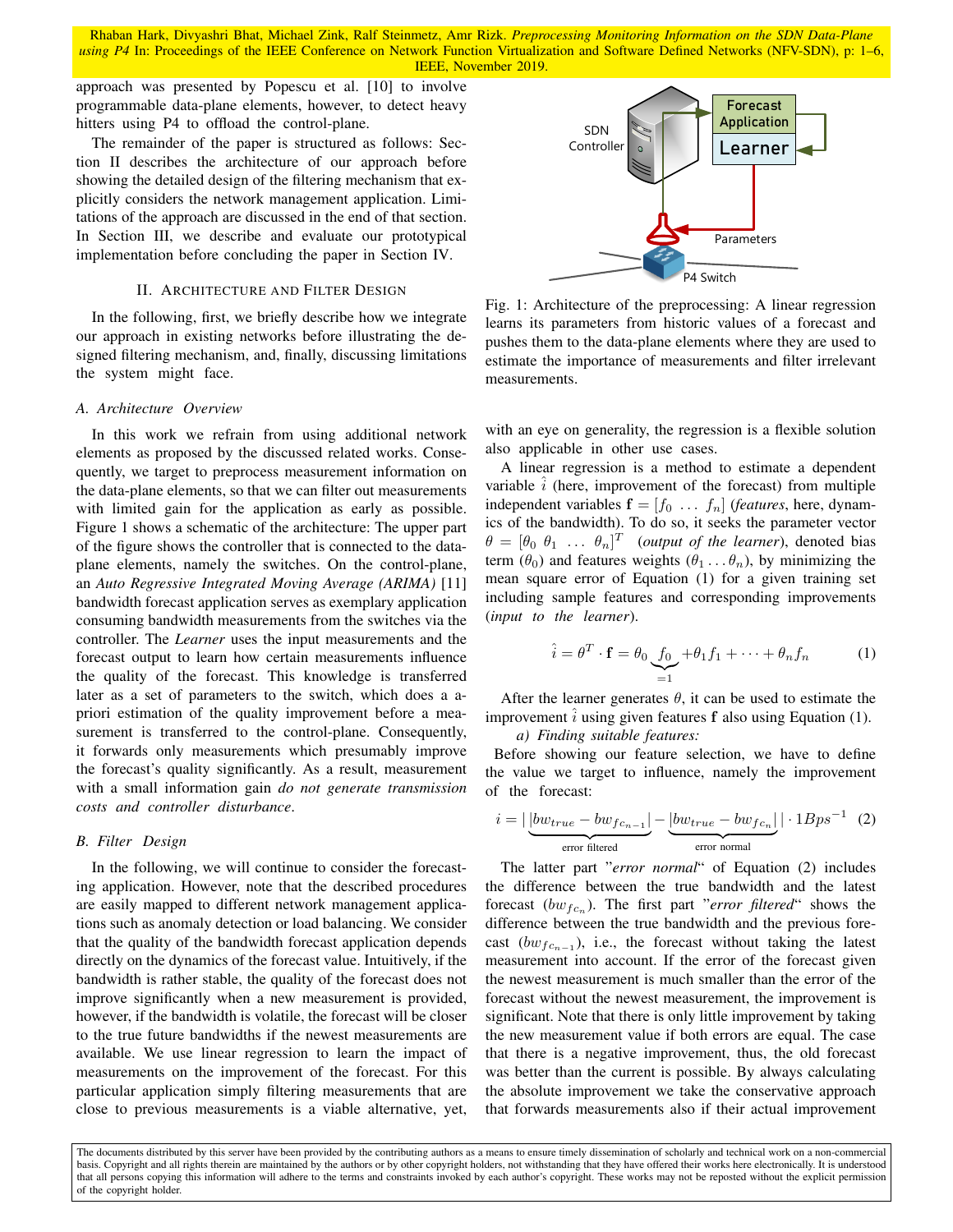approach was presented by Popescu et al. [10] to involve programmable data-plane elements, however, to detect heavy hitters using P4 to offload the control-plane.

The remainder of the paper is structured as follows: Section II describes the architecture of our approach before showing the detailed design of the filtering mechanism that explicitly considers the network management application. Limitations of the approach are discussed in the end of that section. In Section III, we describe and evaluate our prototypical implementation before concluding the paper in Section IV.

## II. Architecture and Filter Design

In the following, first, we briefly describe how we integrate our approach in existing networks before illustrating the designed filtering mechanism, and, finally, discussing limitations the system might face.

### A. Architecture Overview

In this work we refrain from using additional network elements as proposed by the discussed related works. Consequently, we target to preprocess measurement information on the data-plane elements, so that we can filter out measurements with limited gain for the application as early as possible. Figure 1 shows a schematic of the architecture: The upper part of the figure shows the controller that is connected to the data-plane elements, namely the switches. On the control-plane, an *Auto Regressive Integrated Moving Average (ARIMA)* [11] bandwidth forecast application serves as exemplary application consuming bandwidth measurements from the switches via the controller. The *Learner* uses the input measurements and the forecast output to learn how certain measurements influence the quality of the forecast. This knowledge is transferred later as a set of parameters to the switch, which does a-priori estimation of the quality improvement before a measurement is transferred to the control-plane. Consequently, it forwards only measurements which presumably improve the forecast's quality significantly. As a result, measurement with a small information gain *do not generate transmission costs and controller disturbance*.

SDN Controller

Forecast Application

Learner

Parameters

P4 Switch

Fig. 1: Architecture of the preprocessing: A linear regression learns its parameters from historic values of a forecast and pushes them to the data-plane elements where they are used to estimate the importance of measurements and filter irrelevant measurements.

### B. Filter Design

In the following, we will continue to consider the forecasting application. However, note that the described procedures are easily mapped to different network management applications such as anomaly detection or load balancing. We consider that the quality of the bandwidth forecast application depends directly on the dynamics of the forecast value. Intuitively, if the bandwidth is rather stable, the quality of the forecast does not improve significantly when a new measurement is provided, however, if the bandwidth is volatile, the forecast will be closer to the true future bandwidths if the newest measurements are available. We use linear regression to learn the impact of measurements on the improvement of the forecast. For this particular application simply filtering measurements that are close to previous measurements is a viable alternative, yet, with an eye on generality, the regression is a flexible solution also applicable in other use cases.

A linear regression is a method to estimate a dependent variable $\hat{i}$ (here, improvement of the forecast) from multiple independent variables $\mathbf{f} = [f_0 \ \dots \ f_n]$ (*features*, here, dynamics of the bandwidth). To do so, it seeks the parameter vector $\theta = [\theta_0 \ \theta_1 \ \dots \ \theta_n]^T$ (*output of the learner*), denoted bias term ($\theta_0$) and features weights ($\theta_1 \dots \theta_n$), by minimizing the mean square error of Equation (1) for a given training set including sample features and corresponding improvements (*input to the learner*).

$$\hat{i} = \theta^T \cdot \mathbf{f} = \theta_0 \underbrace{f_0}_{=1} + \theta_1 f_1 + \dots + \theta_n f_n \tag{1}$$

After the learner generates $\theta$, it can be used to estimate the improvement $\hat{i}$ using given features $\mathbf{f}$ also using Equation (1).

*a) Finding suitable features:* Before showing our feature selection, we have to define the value we target to influence, namely the improvement of the forecast:

$$i = |\underbrace{|bw_{true} - bw_{fc_{n-1}}|}_{\text{error filtered}} - \underbrace{|bw_{true} - bw_{fc_n}|}_{\text{error normal}}| \cdot 1Bps^{-1} \tag{2}$$

The latter part "*error normal*" of Equation (2) includes the difference between the true bandwidth and the latest forecast ($bw_{fc_n}$). The first part "*error filtered*" shows the difference between the true bandwidth and the previous forecast ($bw_{fc_{n-1}}$), i.e., the forecast without taking the latest measurement into account. If the error of the forecast given the newest measurement is much smaller than the error of the forecast without the newest measurement, the improvement is significant. Note that there is only little improvement by taking the new measurement value if both errors are equal. The case that there is a negative improvement, thus, the old forecast was better than the current is possible. By always calculating the absolute improvement we take the conservative approach that forwards measurements also if their actual improvement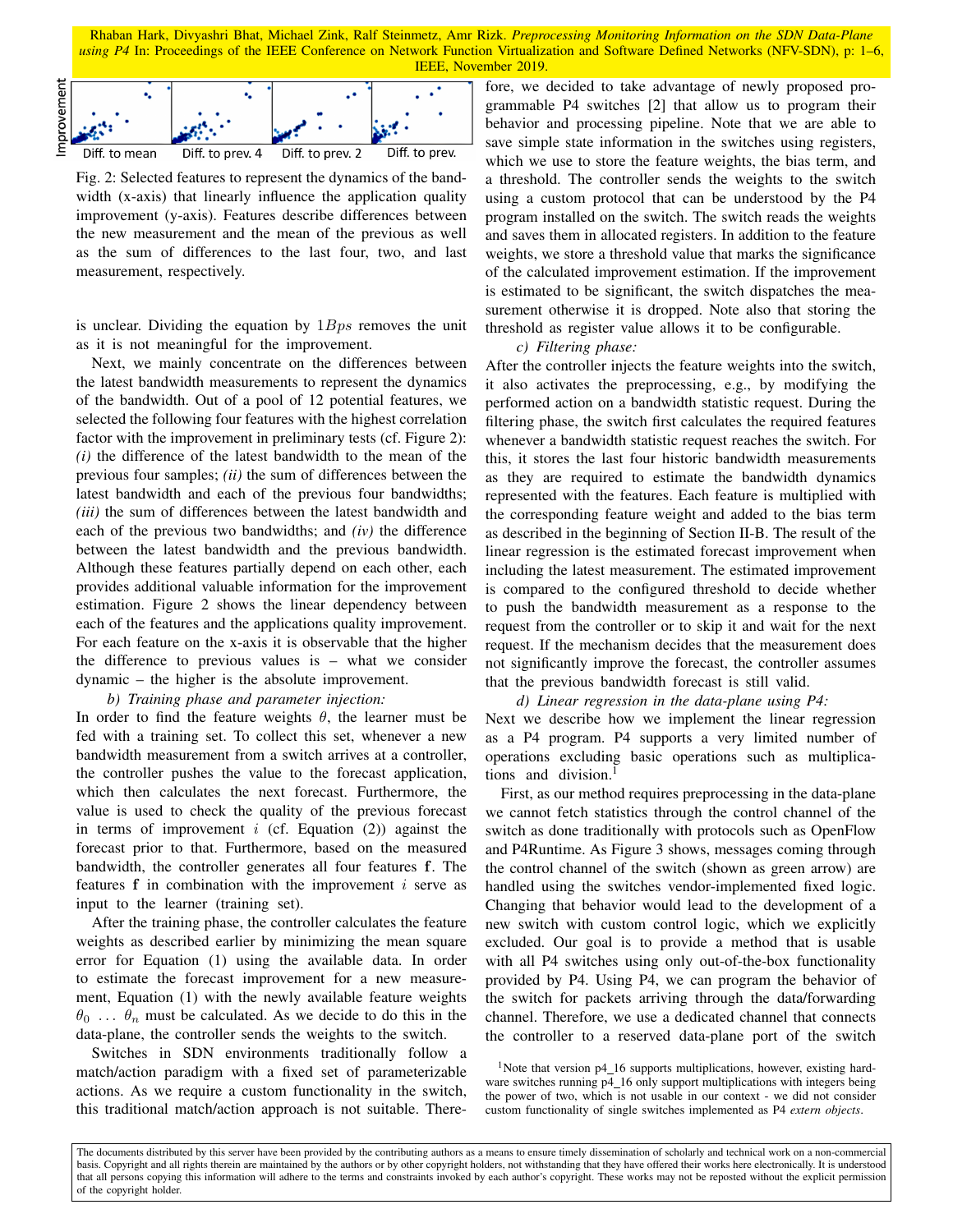Rhaban Hark, Divyashri Bhat, Michael Zink, Ralf Steinmetz, Amr Rizk. *Preprocessing Monitoring Information on the SDN Data-Plane using P4* In: Proceedings of the IEEE Conference on Network Function Virtualization and Software Defined Networks (NFV-SDN), p: 1–6, IEEE, November 2019.

Improvement

Diff. to mean

Diff. to prev. 4

Diff. to prev. 2

Diff. to prev.

Fig. 2: Selected features to represent the dynamics of the bandwidth (x-axis) that linearly influence the application quality improvement (y-axis). Features describe differences between the new measurement and the mean of the previous as well as the sum of differences to the last four, two, and last measurement, respectively.

is unclear. Dividing the equation by $1Bps$ removes the unit as it is not meaningful for the improvement.

Next, we mainly concentrate on the differences between the latest bandwidth measurements to represent the dynamics of the bandwidth. Out of a pool of 12 potential features, we selected the following four features with the highest correlation factor with the improvement in preliminary tests (cf. Figure 2): *(i)* the difference of the latest bandwidth to the mean of the previous four samples; *(ii)* the sum of differences between the latest bandwidth and each of the previous four bandwidths; *(iii)* the sum of differences between the latest bandwidth and each of the previous two bandwidths; and *(iv)* the difference between the latest bandwidth and the previous bandwidth. Although these features partially depend on each other, each provides additional valuable information for the improvement estimation. Figure 2 shows the linear dependency between each of the features and the applications quality improvement. For each feature on the x-axis it is observable that the higher the difference to previous values is – what we consider dynamic – the higher is the absolute improvement.

*b) Training phase and parameter injection:*
In order to find the feature weights $\theta$, the learner must be fed with a training set. To collect this set, whenever a new bandwidth measurement from a switch arrives at a controller, the controller pushes the value to the forecast application, which then calculates the next forecast. Furthermore, the value is used to check the quality of the previous forecast in terms of improvement $i$ (cf. Equation (2)) against the forecast prior to that. Furthermore, based on the measured bandwidth, the controller generates all four features $\mathbf{f}$. The features $\mathbf{f}$ in combination with the improvement $i$ serve as input to the learner (training set).

After the training phase, the controller calculates the feature weights as described earlier by minimizing the mean square error for Equation (1) using the available data. In order to estimate the forecast improvement for a new measurement, Equation (1) with the newly available feature weights $\theta_0 \ \ldots \ \theta_n$ must be calculated. As we decide to do this in the data-plane, the controller sends the weights to the switch.

Switches in SDN environments traditionally follow a match/action paradigm with a fixed set of parameterizable actions. As we require a custom functionality in the switch, this traditional match/action approach is not suitable. Therefore, we decided to take advantage of newly proposed programmable P4 switches [2] that allow us to program their behavior and processing pipeline. Note that we are able to save simple state information in the switches using registers, which we use to store the feature weights, the bias term, and a threshold. The controller sends the weights to the switch using a custom protocol that can be understood by the P4 program installed on the switch. The switch reads the weights and saves them in allocated registers. In addition to the feature weights, we store a threshold value that marks the significance of the calculated improvement estimation. If the improvement is estimated to be significant, the switch dispatches the measurement otherwise it is dropped. Note also that storing the threshold as register value allows it to be configurable.

*c) Filtering phase:*
After the controller injects the feature weights into the switch, it also activates the preprocessing, e.g., by modifying the performed action on a bandwidth statistic request. During the filtering phase, the switch first calculates the required features whenever a bandwidth statistic request reaches the switch. For this, it stores the last four historic bandwidth measurements as they are required to estimate the bandwidth dynamics represented with the features. Each feature is multiplied with the corresponding feature weight and added to the bias term as described in the beginning of Section II-B. The result of the linear regression is the estimated forecast improvement when including the latest measurement. The estimated improvement is compared to the configured threshold to decide whether to push the bandwidth measurement as a response to the request from the controller or to skip it and wait for the next request. If the mechanism decides that the measurement does not significantly improve the forecast, the controller assumes that the previous bandwidth forecast is still valid.

*d) Linear regression in the data-plane using P4:*
Next we describe how we implement the linear regression as a P4 program. P4 supports a very limited number of operations excluding basic operations such as multiplications and division.[1]

First, as our method requires preprocessing in the data-plane we cannot fetch statistics through the control channel of the switch as done traditionally with protocols such as OpenFlow and P4Runtime. As Figure 3 shows, messages coming through the control channel of the switch (shown as green arrow) are handled using the switches vendor-implemented fixed logic. Changing that behavior would lead to the development of a new switch with custom control logic, which we explicitly excluded. Our goal is to provide a method that is usable with all P4 switches using only out-of-the-box functionality provided by P4. Using P4, we can program the behavior of the switch for packets arriving through the data/forwarding channel. Therefore, we use a dedicated channel that connects the controller to a reserved data-plane port of the switch

[1]Note that version p4_16 supports multiplications, however, existing hardware switches running p4_16 only support multiplications with integers being the power of two, which is not usable in our context - we did not consider custom functionality of single switches implemented as P4 *extern objects*.

The documents distributed by this server have been provided by the contributing authors as a means to ensure timely dissemination of scholarly and technical work on a non-commercial basis. Copyright and all rights therein are maintained by the authors or by other copyright holders, not withstanding that they have offered their works here electronically. It is understood that all persons copying this information will adhere to the terms and constraints invoked by each author's copyright. These works may not be reposted without the explicit permission of the copyright holder.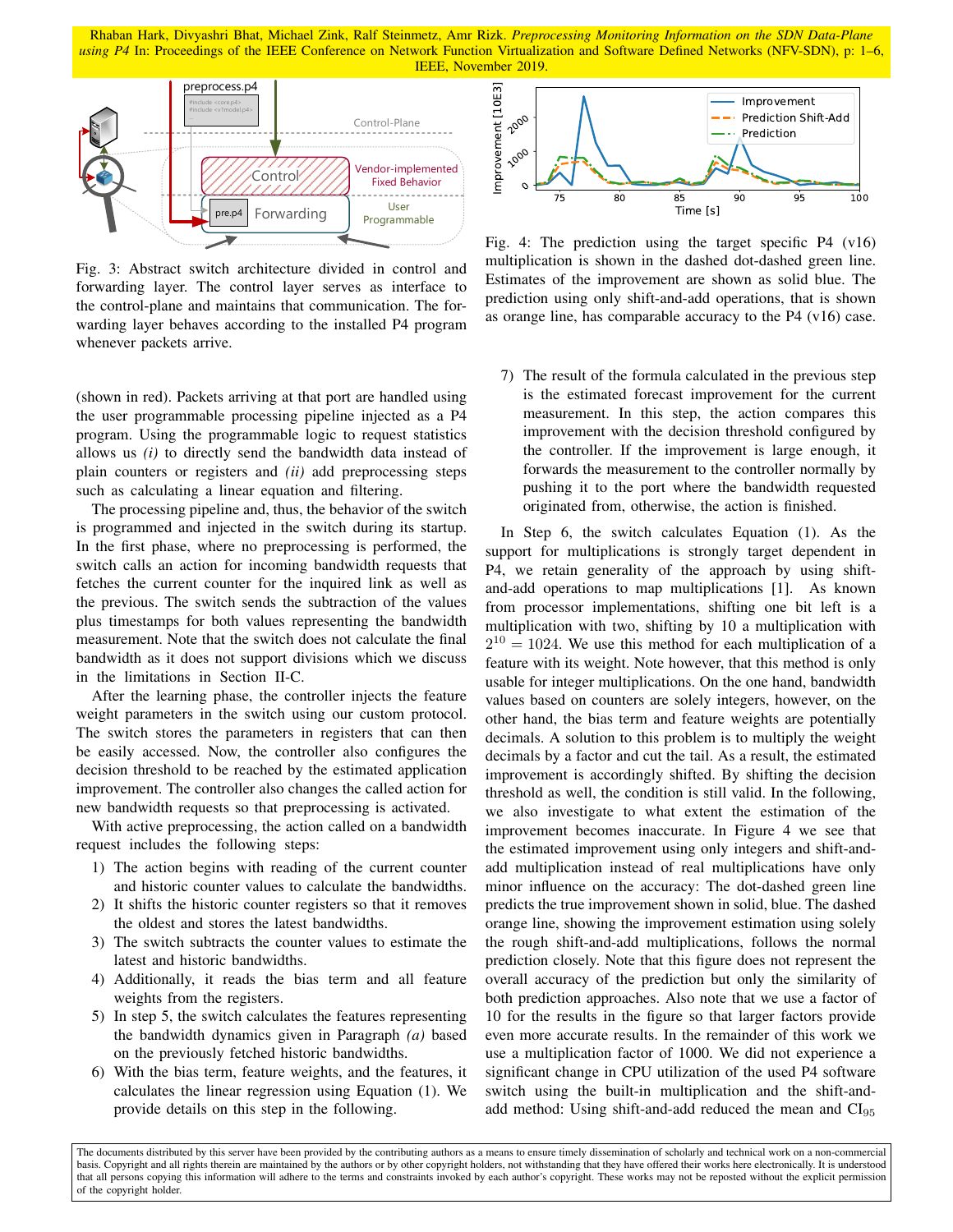Fig. 3: Abstract switch architecture divided in control and forwarding layer. The control layer serves as interface to the control-plane and maintains that communication. The forwarding layer behaves according to the installed P4 program whenever packets arrive.

(shown in red). Packets arriving at that port are handled using the user programmable processing pipeline injected as a P4 program. Using the programmable logic to request statistics allows us *(i)* to directly send the bandwidth data instead of plain counters or registers and *(ii)* add preprocessing steps such as calculating a linear equation and filtering.

The processing pipeline and, thus, the behavior of the switch is programmed and injected in the switch during its startup. In the first phase, where no preprocessing is performed, the switch calls an action for incoming bandwidth requests that fetches the current counter for the inquired link as well as the previous. The switch sends the subtraction of the values plus timestamps for both values representing the bandwidth measurement. Note that the switch does not calculate the final bandwidth as it does not support divisions which we discuss in the limitations in Section II-C.

After the learning phase, the controller injects the feature weight parameters in the switch using our custom protocol. The switch stores the parameters in registers that can then be easily accessed. Now, the controller also configures the decision threshold to be reached by the estimated application improvement. The controller also changes the called action for new bandwidth requests so that preprocessing is activated.

With active preprocessing, the action called on a bandwidth request includes the following steps:

1) The action begins with reading of the current counter and historic counter values to calculate the bandwidths.
2) It shifts the historic counter registers so that it removes the oldest and stores the latest bandwidths.
3) The switch subtracts the counter values to estimate the latest and historic bandwidths.
4) Additionally, it reads the bias term and all feature weights from the registers.
5) In step 5, the switch calculates the features representing the bandwidth dynamics given in Paragraph *(a)* based on the previously fetched historic bandwidths.
6) With the bias term, feature weights, and the features, it calculates the linear regression using Equation (1). We provide details on this step in the following.
7) The result of the formula calculated in the previous step is the estimated forecast improvement for the current measurement. In this step, the action compares this improvement with the decision threshold configured by the controller. If the improvement is large enough, it forwards the measurement to the controller normally by pushing it to the port where the bandwidth requested originated from, otherwise, the action is finished.

Fig. 4: The prediction using the target specific P4 (v16) multiplication is shown in the dashed dot-dashed green line. Estimates of the improvement are shown as solid blue. The prediction using only shift-and-add operations, that is shown as orange line, has comparable accuracy to the P4 (v16) case.

In Step 6, the switch calculates Equation (1). As the support for multiplications is strongly target dependent in P4, we retain generality of the approach by using shift-and-add operations to map multiplications [1]. As known from processor implementations, shifting one bit left is a multiplication with two, shifting by 10 a multiplication with $2^{10} = 1024$. We use this method for each multiplication of a feature with its weight. Note however, that this method is only usable for integer multiplications. On the one hand, bandwidth values based on counters are solely integers, however, on the other hand, the bias term and feature weights are potentially decimals. A solution to this problem is to multiply the weight decimals by a factor and cut the tail. As a result, the estimated improvement is accordingly shifted. By shifting the decision threshold as well, the condition is still valid. In the following, we also investigate to what extent the estimation of the improvement becomes inaccurate. In Figure 4 we see that the estimated improvement using only integers and shift-and-add multiplication instead of real multiplications have only minor influence on the accuracy: The dot-dashed green line predicts the true improvement shown in solid, blue. The dashed orange line, showing the improvement estimation using solely the rough shift-and-add multiplications, follows the normal prediction closely. Note that this figure does not represent the overall accuracy of the prediction but only the similarity of both prediction approaches. Also note that we use a factor of 10 for the results in the figure so that larger factors provide even more accurate results. In the remainder of this work we use a multiplication factor of 1000. We did not experience a significant change in CPU utilization of the used P4 software switch using the built-in multiplication and the shift-and-add method: Using shift-and-add reduced the mean and $CI_{95}$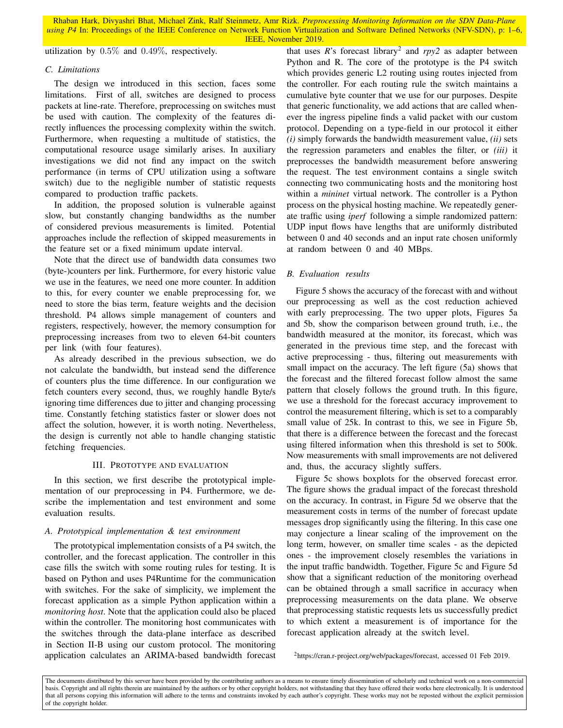utilization by $0.5\%$ and $0.49\%$, respectively.

### C. Limitations

The design we introduced in this section, faces some limitations. First of all, switches are designed to process packets at line-rate. Therefore, preprocessing on switches must be used with caution. The complexity of the features directly influences the processing complexity within the switch. Furthermore, when requesting a multitude of statistics, the computational resource usage similarly arises. In auxiliary investigations we did not find any impact on the switch performance (in terms of CPU utilization using a software switch) due to the negligible number of statistic requests compared to production traffic packets.

In addition, the proposed solution is vulnerable against slow, but constantly changing bandwidths as the number of considered previous measurements is limited. Potential approaches include the reflection of skipped measurements in the feature set or a fixed minimum update interval.

Note that the direct use of bandwidth data consumes two (byte-)counters per link. Furthermore, for every historic value we use in the features, we need one more counter. In addition to this, for every counter we enable preprocessing for, we need to store the bias term, feature weights and the decision threshold. P4 allows simple management of counters and registers, respectively, however, the memory consumption for preprocessing increases from two to eleven 64-bit counters per link (with four features).

As already described in the previous subsection, we do not calculate the bandwidth, but instead send the difference of counters plus the time difference. In our configuration we fetch counters every second, thus, we roughly handle Byte/s ignoring time differences due to jitter and changing processing time. Constantly fetching statistics faster or slower does not affect the solution, however, it is worth noting. Nevertheless, the design is currently not able to handle changing statistic fetching frequencies.

## III. Prototype and Evaluation

In this section, we first describe the prototypical implementation of our preprocessing in P4. Furthermore, we describe the implementation and test environment and some evaluation results.

### A. Prototypical implementation & test environment

The prototypical implementation consists of a P4 switch, the controller, and the forecast application. The controller in this case fills the switch with some routing rules for testing. It is based on Python and uses P4Runtime for the communication with switches. For the sake of simplicity, we implement the forecast application as a simple Python application within a *monitoring host*. Note that the application could also be placed within the controller. The monitoring host communicates with the switches through the data-plane interface as described in Section II-B using our custom protocol. The monitoring application calculates an ARIMA-based bandwidth forecast that uses *R*'s forecast library[2] and *rpy2* as adapter between Python and R. The core of the prototype is the P4 switch which provides generic L2 routing using routes injected from the controller. For each routing rule the switch maintains a cumulative byte counter that we use for our purposes. Despite that generic functionality, we add actions that are called whenever the ingress pipeline finds a valid packet with our custom protocol. Depending on a type-field in our protocol it either *(i)* simply forwards the bandwidth measurement value, *(ii)* sets the regression parameters and enables the filter, or *(iii)* it preprocesses the bandwidth measurement before answering the request. The test environment contains a single switch connecting two communicating hosts and the monitoring host within a *mininet* virtual network. The controller is a Python process on the physical hosting machine. We repeatedly generate traffic using *iperf* following a simple randomized pattern: UDP input flows have lengths that are uniformly distributed between 0 and 40 seconds and an input rate chosen uniformly at random between 0 and 40 MBps.

### B. Evaluation results

Figure 5 shows the accuracy of the forecast with and without our preprocessing as well as the cost reduction achieved with early preprocessing. The two upper plots, Figures 5a and 5b, show the comparison between ground truth, i.e., the bandwidth measured at the monitor, its forecast, which was generated in the previous time step, and the forecast with active preprocessing - thus, filtering out measurements with small impact on the accuracy. The left figure (5a) shows that the forecast and the filtered forecast follow almost the same pattern that closely follows the ground truth. In this figure, we use a threshold for the forecast accuracy improvement to control the measurement filtering, which is set to a comparably small value of 25k. In contrast to this, we see in Figure 5b, that there is a difference between the forecast and the forecast using filtered information when this threshold is set to 500k. Now measurements with small improvements are not delivered and, thus, the accuracy slightly suffers.

Figure 5c shows boxplots for the observed forecast error. The figure shows the gradual impact of the forecast threshold on the accuracy. In contrast, in Figure 5d we observe that the measurement costs in terms of the number of forecast update messages drop significantly using the filtering. In this case one may conjecture a linear scaling of the improvement on the long term, however, on smaller time scales - as the depicted ones - the improvement closely resembles the variations in the input traffic bandwidth. Together, Figure 5c and Figure 5d show that a significant reduction of the monitoring overhead can be obtained through a small sacrifice in accuracy when preprocessing measurements on the data plane. We observe that preprocessing statistic requests lets us successfully predict to which extent a measurement is of importance for the forecast application already at the switch level.

[2] https://cran.r-project.org/web/packages/forecast, accessed 01 Feb 2019.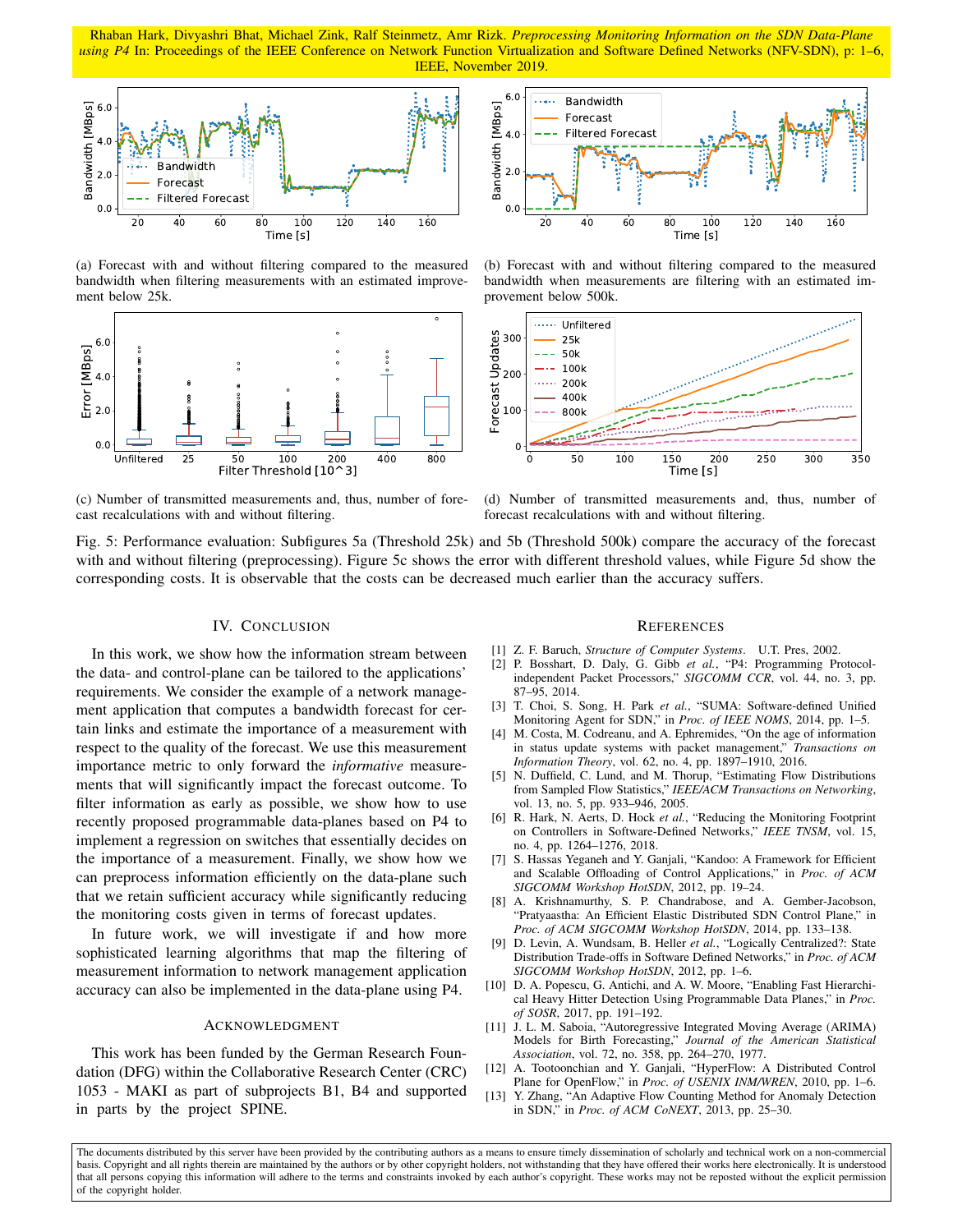Rhaban Hark, Divyashri Bhat, Michael Zink, Ralf Steinmetz, Amr Rizk. *Preprocessing Monitoring Information on the SDN Data-Plane using P4* In: Proceedings of the IEEE Conference on Network Function Virtualization and Software Defined Networks (NFV-SDN), p: 1–6, IEEE, November 2019.

Bandwidth [MBps]
Time [s]
Bandwidth
Forecast
Filtered Forecast

(a) Forecast with and without filtering compared to the measured bandwidth when filtering measurements with an estimated improvement below 25k.

Bandwidth [MBps]
Time [s]
Bandwidth
Forecast
Filtered Forecast

(b) Forecast with and without filtering compared to the measured bandwidth when measurements are filtering with an estimated improvement below 500k.

Error [MBps]
Filter Threshold [10^3]
Unfiltered 25 50 100 200 400 800

(c) Number of transmitted measurements and, thus, number of forecast recalculations with and without filtering.

Forecast Updates
Time [s]
Unfiltered
25k
50k
100k
200k
400k
800k

(d) Number of transmitted measurements and, thus, number of forecast recalculations with and without filtering.

Fig. 5: Performance evaluation: Subfigures 5a (Threshold 25k) and 5b (Threshold 500k) compare the accuracy of the forecast with and without filtering (preprocessing). Figure 5c shows the error with different threshold values, while Figure 5d show the corresponding costs. It is observable that the costs can be decreased much earlier than the accuracy suffers.

## IV. Conclusion

In this work, we show how the information stream between the data- and control-plane can be tailored to the applications' requirements. We consider the example of a network management application that computes a bandwidth forecast for certain links and estimate the importance of a measurement with respect to the quality of the forecast. We use this measurement importance metric to only forward the *informative* measurements that will significantly impact the forecast outcome. To filter information as early as possible, we show how to use recently proposed programmable data-planes based on P4 to implement a regression on switches that essentially decides on the importance of a measurement. Finally, we show how we can preprocess information efficiently on the data-plane such that we retain sufficient accuracy while significantly reducing the monitoring costs given in terms of forecast updates.

In future work, we will investigate if and how more sophisticated learning algorithms that map the filtering of measurement information to network management application accuracy can also be implemented in the data-plane using P4.

## Acknowledgment

This work has been funded by the German Research Foundation (DFG) within the Collaborative Research Center (CRC) 1053 - MAKI as part of subprojects B1, B4 and supported in parts by the project SPINE.

## References

[1] Z. F. Baruch, *Structure of Computer Systems*. U.T. Pres, 2002.

[2] P. Bosshart, D. Daly, G. Gibb *et al.*, "P4: Programming Protocol-independent Packet Processors," *SIGCOMM CCR*, vol. 44, no. 3, pp. 87–95, 2014.

[3] T. Choi, S. Song, H. Park *et al.*, "SUMA: Software-defined Unified Monitoring Agent for SDN," in *Proc. of IEEE NOMS*, 2014, pp. 1–5.

[4] M. Costa, M. Codreanu, and A. Ephremides, "On the age of information in status update systems with packet management," *Transactions on Information Theory*, vol. 62, no. 4, pp. 1897–1910, 2016.

[5] N. Duffield, C. Lund, and M. Thorup, "Estimating Flow Distributions from Sampled Flow Statistics," *IEEE/ACM Transactions on Networking*, vol. 13, no. 5, pp. 933–946, 2005.

[6] R. Hark, N. Aerts, D. Hock *et al.*, "Reducing the Monitoring Footprint on Controllers in Software-Defined Networks," *IEEE TNSM*, vol. 15, no. 4, pp. 1264–1276, 2018.

[7] S. Hassas Yeganeh and Y. Ganjali, "Kandoo: A Framework for Efficient and Scalable Offloading of Control Applications," in *Proc. of ACM SIGCOMM Workshop HotSDN*, 2012, pp. 19–24.

[8] A. Krishnamurthy, S. P. Chandrabose, and A. Gember-Jacobson, "Pratyaastha: An Efficient Elastic Distributed SDN Control Plane," in *Proc. of ACM SIGCOMM Workshop HotSDN*, 2014, pp. 133–138.

[9] D. Levin, A. Wundsam, B. Heller *et al.*, "Logically Centralized?: State Distribution Trade-offs in Software Defined Networks," in *Proc. of ACM SIGCOMM Workshop HotSDN*, 2012, pp. 1–6.

[10] D. A. Popescu, G. Antichi, and A. W. Moore, "Enabling Fast Hierarchical Heavy Hitter Detection Using Programmable Data Planes," in *Proc. of SOSR*, 2017, pp. 191–192.

[11] J. L. M. Saboia, "Autoregressive Integrated Moving Average (ARIMA) Models for Birth Forecasting," *Journal of the American Statistical Association*, vol. 72, no. 358, pp. 264–270, 1977.

[12] A. Tootoonchian and Y. Ganjali, "HyperFlow: A Distributed Control Plane for OpenFlow," in *Proc. of USENIX INM/WREN*, 2010, pp. 1–6.

[13] Y. Zhang, "An Adaptive Flow Counting Method for Anomaly Detection in SDN," in *Proc. of ACM CoNEXT*, 2013, pp. 25–30.

The documents distributed by this server have been provided by the contributing authors as a means to ensure timely dissemination of scholarly and technical work on a non-commercial basis. Copyright and all rights therein are maintained by the authors or by other copyright holders, not withstanding that they have offered their works here electronically. It is understood that all persons copying this information will adhere to the terms and constraints invoked by each author's copyright. These works may not be reposted without the explicit permission of the copyright holder.